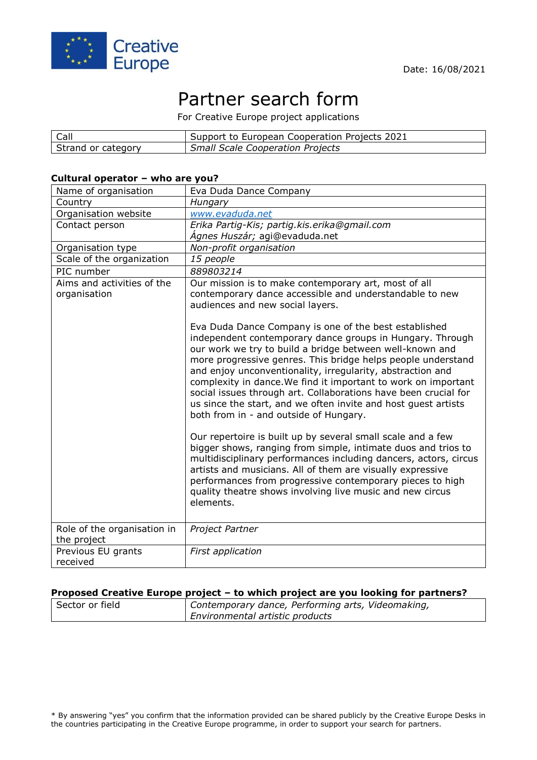Creative Europe

Date: 16/08/2021

# Partner search form

For Creative Europe project applications

| Call | Support to European Cooperation Projects 2021 |
|---|---|
| Strand or category | *Small Scale Cooperation Projects* |

**Cultural operator – who are you?**

| Name of organisation | Eva Duda Dance Company |
|---|---|
| Country | *Hungary* |
| Organisation website | *www.evaduda.net* |
| Contact person | *Erika Partig-Kis; partig.kis.erika@gmail.com*<br>*Ágnes Huszár;* agi@evaduda.net |
| Organisation type | *Non-profit organisation* |
| Scale of the organization | *15 people* |
| PIC number | *889803214* |
| Aims and activities of the organisation | Our mission is to make contemporary art, most of all contemporary dance accessible and understandable to new audiences and new social layers.<br><br>Eva Duda Dance Company is one of the best established independent contemporary dance groups in Hungary. Through our work we try to build a bridge between well-known and more progressive genres. This bridge helps people understand and enjoy unconventionality, irregularity, abstraction and complexity in dance.We find it important to work on important social issues through art. Collaborations have been crucial for us since the start, and we often invite and host guest artists both from in - and outside of Hungary.<br><br>Our repertoire is built up by several small scale and a few bigger shows, ranging from simple, intimate duos and trios to multidisciplinary performances including dancers, actors, circus artists and musicians. All of them are visually expressive performances from progressive contemporary pieces to high quality theatre shows involving live music and new circus elements. |
| Role of the organisation in the project | *Project Partner* |
| Previous EU grants received | *First application* |

**Proposed Creative Europe project – to which project are you looking for partners?**

| Sector or field | *Contemporary dance, Performing arts, Videomaking, Environmental artistic products* |
|---|---|

* By answering "yes" you confirm that the information provided can be shared publicly by the Creative Europe Desks in the countries participating in the Creative Europe programme, in order to support your search for partners.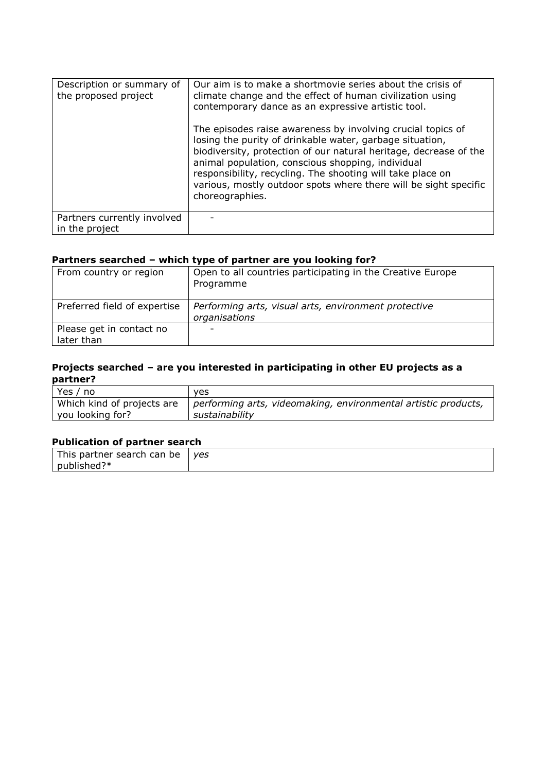| | |
|---|---|
| Description or summary of the proposed project | Our aim is to make a shortmovie series about the crisis of climate change and the effect of human civilization using contemporary dance as an expressive artistic tool.<br><br>The episodes raise awareness by involving crucial topics of losing the purity of drinkable water, garbage situation, biodiversity, protection of our natural heritage, decrease of the animal population, conscious shopping, individual responsibility, recycling. The shooting will take place on various, mostly outdoor spots where there will be sight specific choreographies. |
| Partners currently involved in the project | - |

**Partners searched – which type of partner are you looking for?**

| | |
|---|---|
| From country or region | Open to all countries participating in the Creative Europe Programme |
| Preferred field of expertise | *Performing arts, visual arts, environment protective organisations* |
| Please get in contact no later than | - |

**Projects searched – are you interested in participating in other EU projects as a partner?**

| | |
|---|---|
| Yes / no | yes |
| Which kind of projects are you looking for? | *performing arts, videomaking, environmental artistic products, sustainability* |

**Publication of partner search**

| | |
|---|---|
| This partner search can be published?* | *yes* |